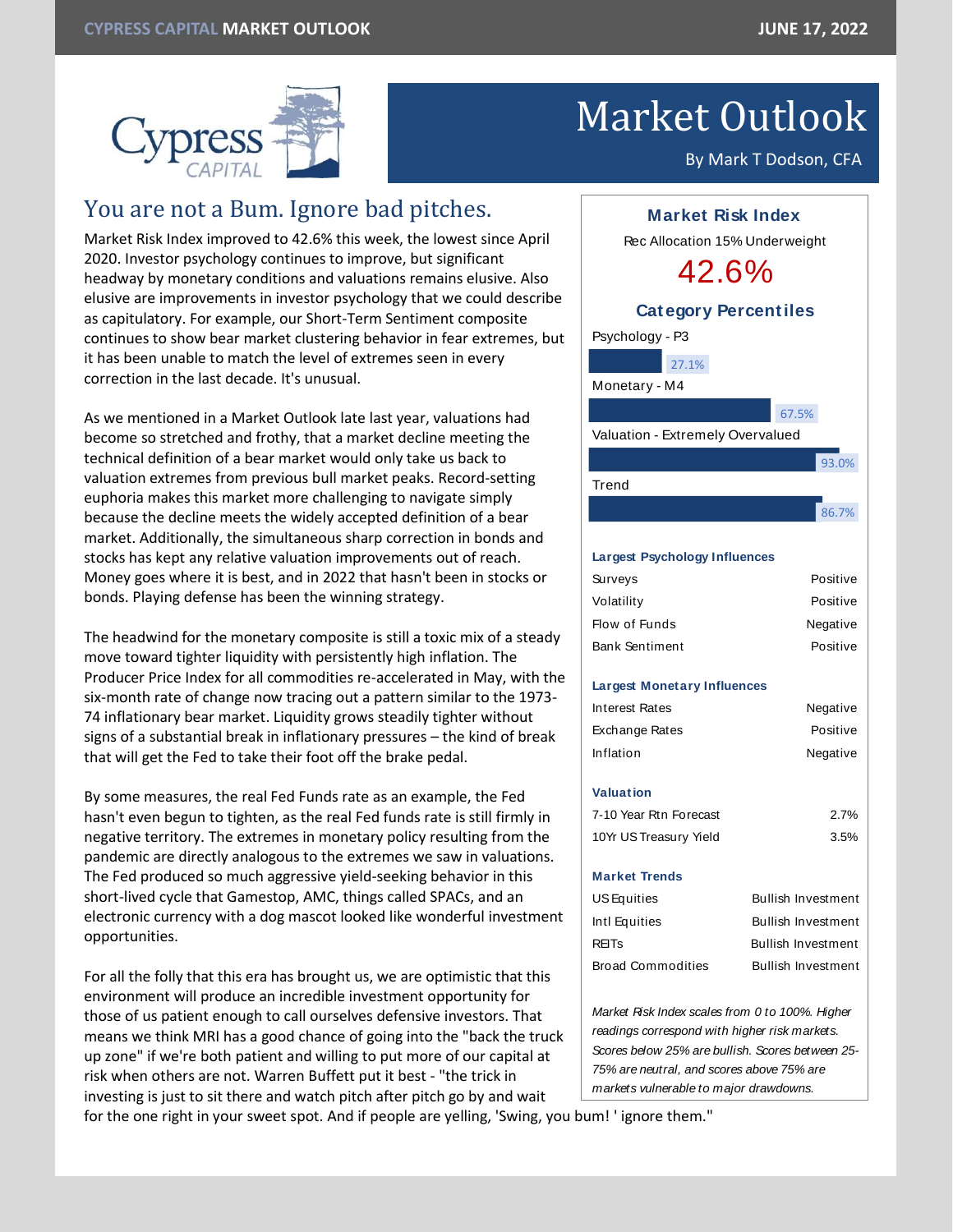# Market Outlook

By Mark T Dodson, CFA

## You are not a Bum. Ignore bad pitches.

Market Risk Index improved to 42.6% this week, the lowest since April 2020. Investor psychology continues to improve, but significant headway by monetary conditions and valuations remains elusive. Also elusive are improvements in investor psychology that we could describe as capitulatory. For example, our Short-Term Sentiment composite continues to show bear market clustering behavior in fear extremes, but it has been unable to match the level of extremes seen in every correction in the last decade. It's unusual.

As we mentioned in a Market Outlook late last year, valuations had become so stretched and frothy, that a market decline meeting the technical definition of a bear market would only take us back to valuation extremes from previous bull market peaks. Record-setting euphoria makes this market more challenging to navigate simply because the decline meets the widely accepted definition of a bear market. Additionally, the simultaneous sharp correction in bonds and stocks has kept any relative valuation improvements out of reach. Money goes where it is best, and in 2022 that hasn't been in stocks or bonds. Playing defense has been the winning strategy.

The headwind for the monetary composite is still a toxic mix of a steady move toward tighter liquidity with persistently high inflation. The Producer Price Index for all commodities re-accelerated in May, with the six-month rate of change now tracing out a pattern similar to the 1973-74 inflationary bear market. Liquidity grows steadily tighter without signs of a substantial break in inflationary pressures – the kind of break that will get the Fed to take their foot off the brake pedal.

By some measures, the real Fed Funds rate as an example, the Fed hasn't even begun to tighten, as the real Fed funds rate is still firmly in negative territory. The extremes in monetary policy resulting from the pandemic are directly analogous to the extremes we saw in valuations. The Fed produced so much aggressive yield-seeking behavior in this short-lived cycle that Gamestop, AMC, things called SPACs, and an electronic currency with a dog mascot looked like wonderful investment opportunities.

For all the folly that this era has brought us, we are optimistic that this environment will produce an incredible investment opportunity for those of us patient enough to call ourselves defensive investors. That means we think MRI has a good chance of going into the "back the truck up zone" if we're both patient and willing to put more of our capital at risk when others are not. Warren Buffett put it best - "the trick in investing is just to sit there and watch pitch after pitch go by and wait for the one right in your sweet spot. And if people are yelling, 'Swing, you bum! ' ignore them."

### Market Risk Index

Rec Allocation 15% Underweight

**42.6%**

#### Category Percentiles

| Category | Percentile |
|---|---|
| Psychology - P3 | 27.1% |
| Monetary - M4 | 67.5% |
| Valuation - Extremely Overvalued | 93.0% |
| Trend | 86.7% |

**Largest Psychology Influences**

| | |
|---|---|
| Surveys | Positive |
| Volatility | Positive |
| Flow of Funds | Negative |
| Bank Sentiment | Positive |

**Largest Monetary Influences**

| | |
|---|---|
| Interest Rates | Negative |
| Exchange Rates | Positive |
| Inflation | Negative |

**Valuation**

| | |
|---|---|
| 7-10 Year Rtn Forecast | 2.7% |
| 10Yr US Treasury Yield | 3.5% |

**Market Trends**

| | |
|---|---|
| US Equities | Bullish Investment |
| Intl Equities | Bullish Investment |
| REITs | Bullish Investment |
| Broad Commodities | Bullish Investment |

*Market Risk Index scales from 0 to 100%. Higher readings correspond with higher risk markets. Scores below 25% are bullish. Scores between 25-75% are neutral, and scores above 75% are markets vulnerable to major drawdowns.*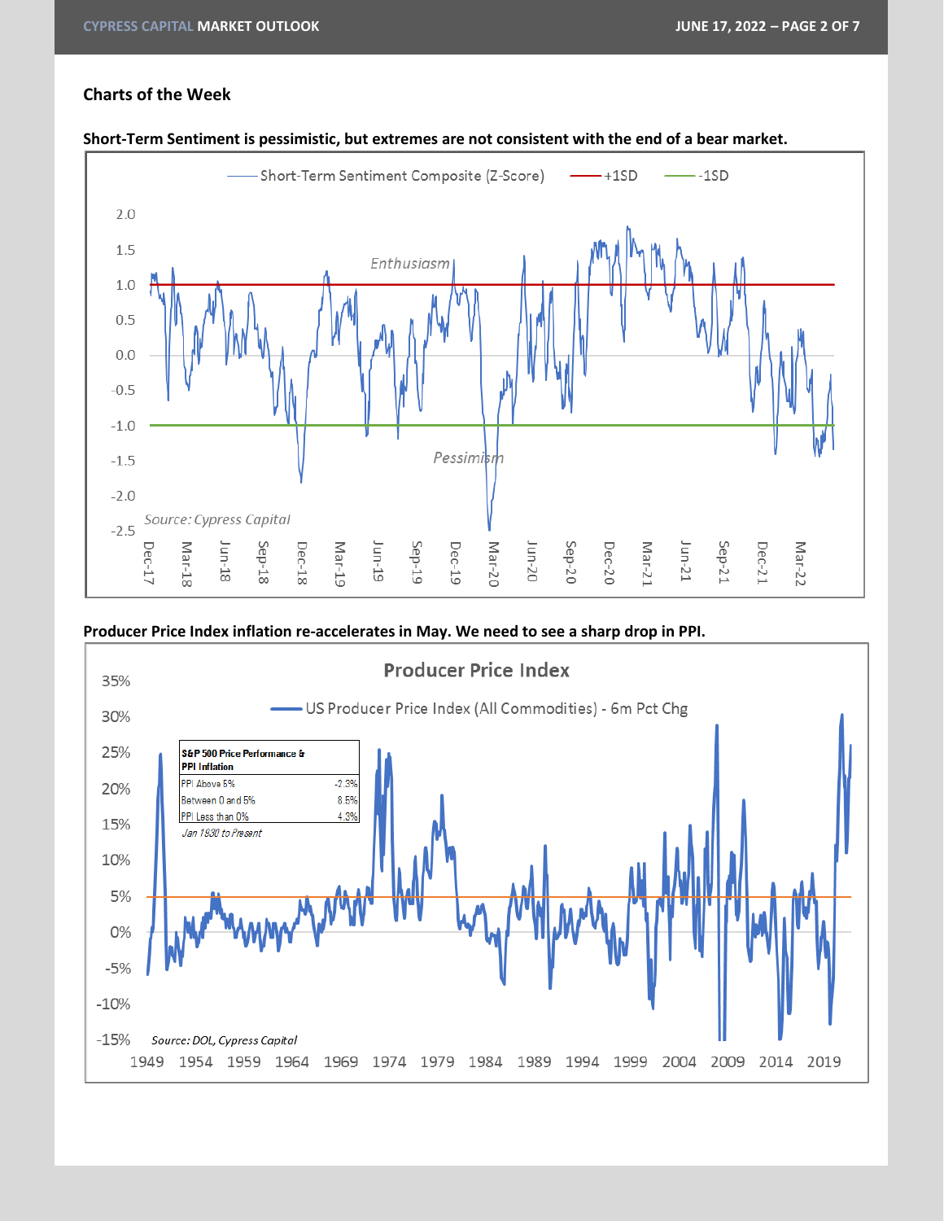## Charts of the Week

**Short-Term Sentiment is pessimistic, but extremes are not consistent with the end of a bear market.**

**Producer Price Index inflation re-accelerates in May. We need to see a sharp drop in PPI.**

| S&P 500 Price Performance & PPI Inflation | |
|---|---|
| PPI Above 5% | -2.3% |
| Between 0 and 5% | 8.5% |
| PPI Less than 0% | 4.3% |

*Jan 1930 to Present*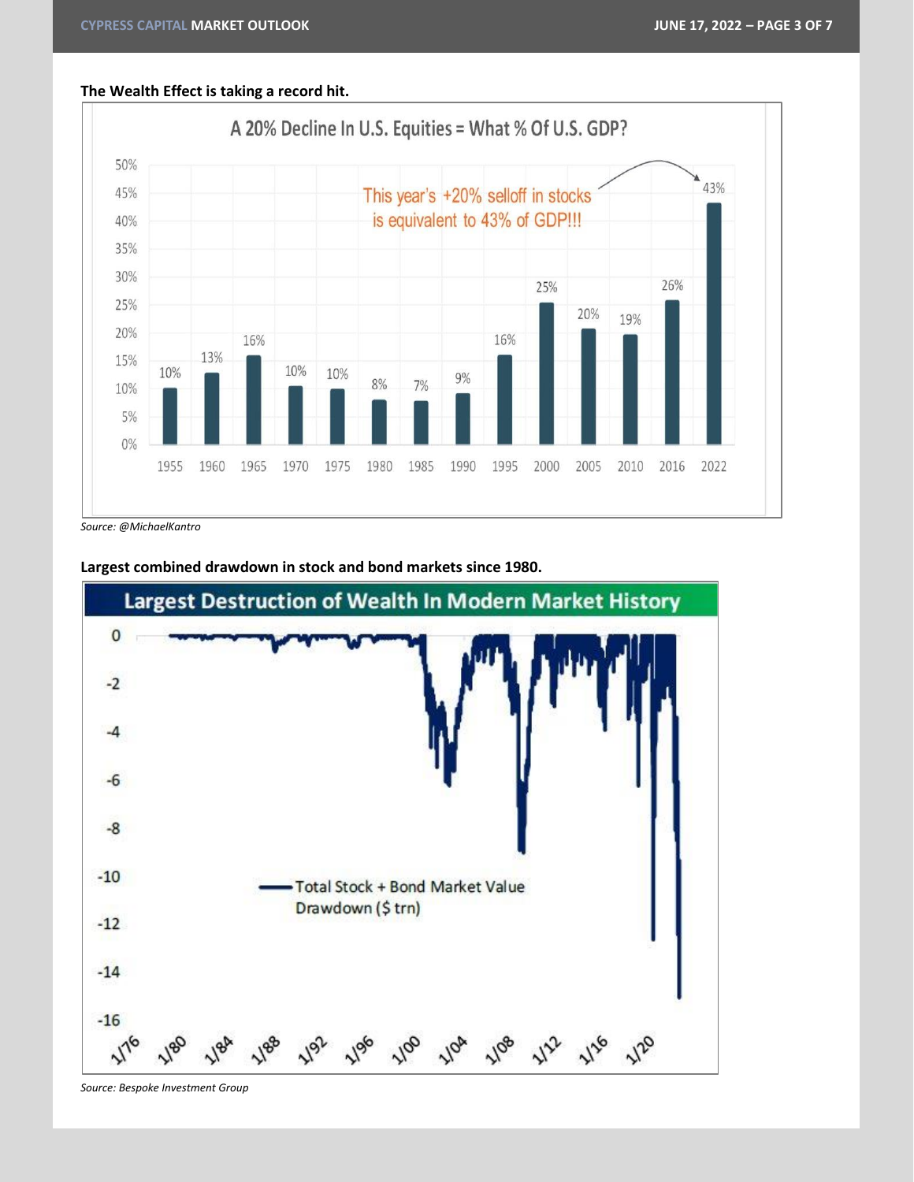**The Wealth Effect is taking a record hit.**

A 20% Decline In U.S. Equities = What % Of U.S. GDP?

This year's +20% selloff in stocks is equivalent to 43% of GDP!!!

| Year | % of GDP |
|---|---|
| 1955 | 10% |
| 1960 | 13% |
| 1965 | 16% |
| 1970 | 10% |
| 1975 | 10% |
| 1980 | 8% |
| 1985 | 7% |
| 1990 | 9% |
| 1995 | 16% |
| 2000 | 25% |
| 2005 | 20% |
| 2010 | 19% |
| 2016 | 26% |
| 2022 | 43% |

*Source: @MichaelKantro*

**Largest combined drawdown in stock and bond markets since 1980.**

Largest Destruction of Wealth In Modern Market History

Total Stock + Bond Market Value Drawdown ($ trn)

*Source: Bespoke Investment Group*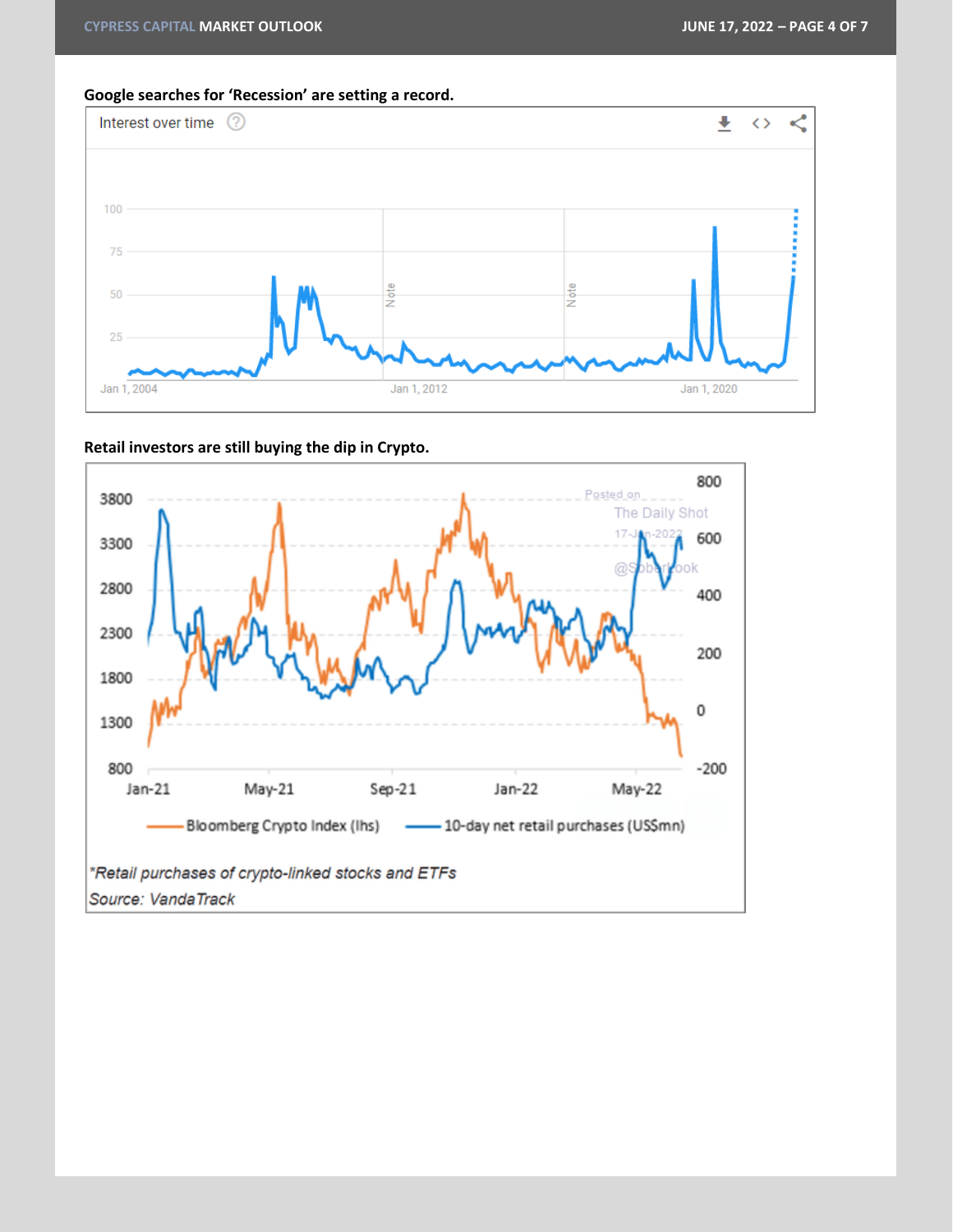**Google searches for 'Recession' are setting a record.**

Interest over time

**Retail investors are still buying the dip in Crypto.**

*Retail purchases of crypto-linked stocks and ETFs

*Source: VandaTrack*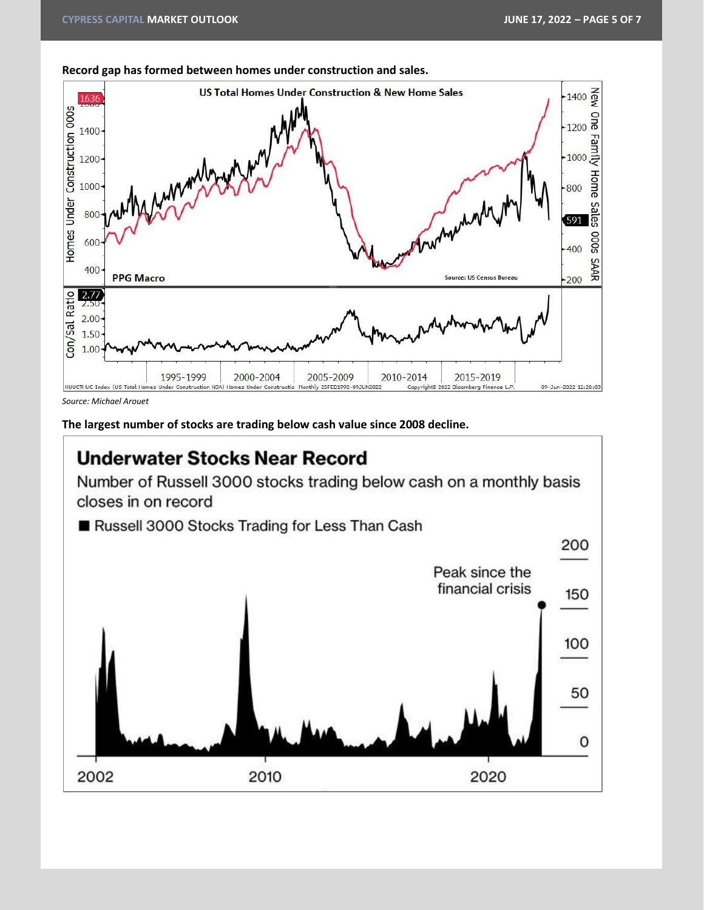**Record gap has formed between homes under construction and sales.**

*Source: Michael Arouet*

**The largest number of stocks are trading below cash value since 2008 decline.**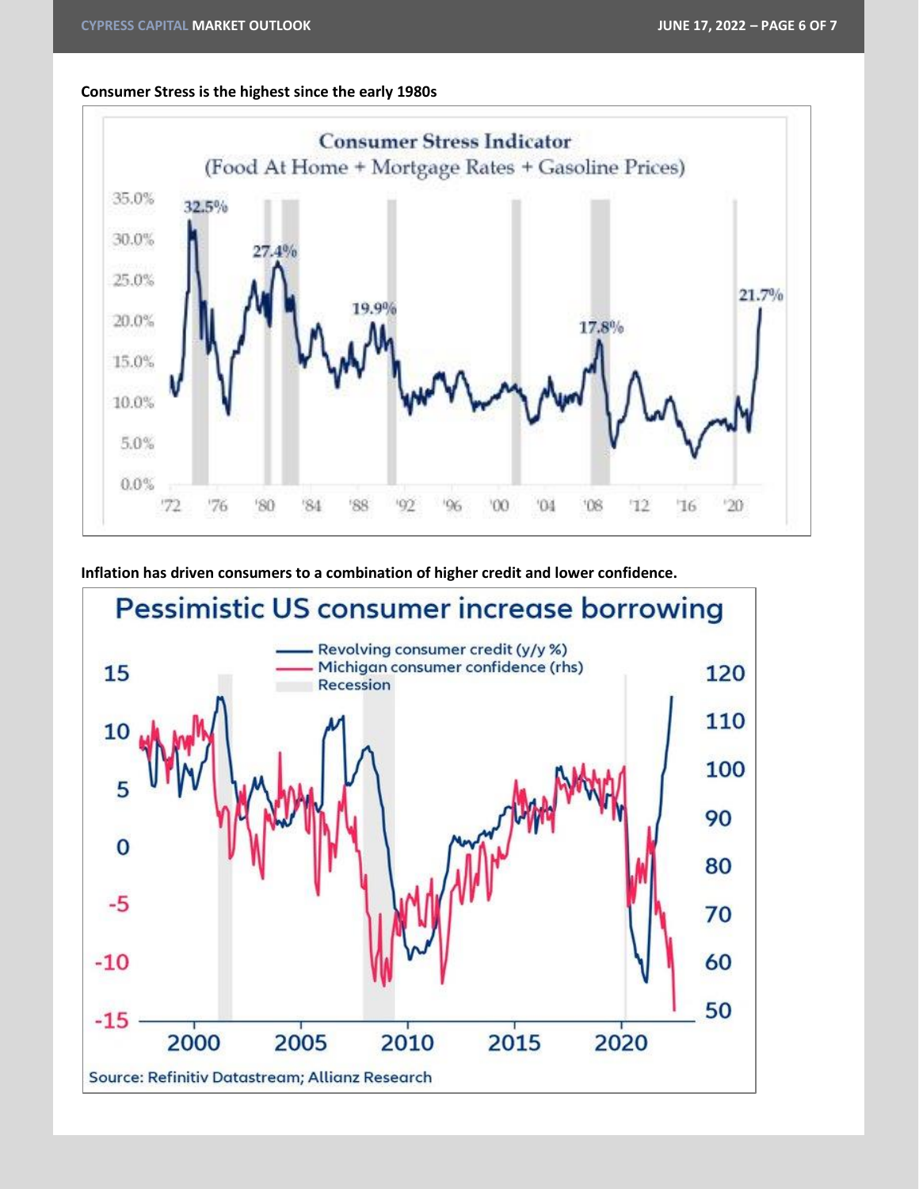**Consumer Stress is the highest since the early 1980s**

Consumer Stress Indicator
(Food At Home + Mortgage Rates + Gasoline Prices)

**Inflation has driven consumers to a combination of higher credit and lower confidence.**

Pessimistic US consumer increase borrowing

Source: Refinitiv Datastream; Allianz Research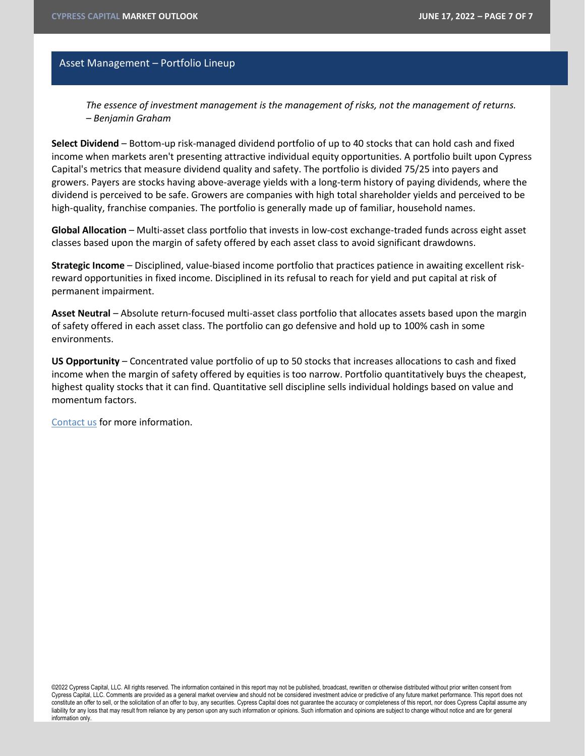## Asset Management – Portfolio Lineup

*The essence of investment management is the management of risks, not the management of returns. – Benjamin Graham*

**Select Dividend** – Bottom-up risk-managed dividend portfolio of up to 40 stocks that can hold cash and fixed income when markets aren't presenting attractive individual equity opportunities. A portfolio built upon Cypress Capital's metrics that measure dividend quality and safety. The portfolio is divided 75/25 into payers and growers. Payers are stocks having above-average yields with a long-term history of paying dividends, where the dividend is perceived to be safe. Growers are companies with high total shareholder yields and perceived to be high-quality, franchise companies. The portfolio is generally made up of familiar, household names.

**Global Allocation** – Multi-asset class portfolio that invests in low-cost exchange-traded funds across eight asset classes based upon the margin of safety offered by each asset class to avoid significant drawdowns.

**Strategic Income** – Disciplined, value-biased income portfolio that practices patience in awaiting excellent risk-reward opportunities in fixed income. Disciplined in its refusal to reach for yield and put capital at risk of permanent impairment.

**Asset Neutral** – Absolute return-focused multi-asset class portfolio that allocates assets based upon the margin of safety offered in each asset class. The portfolio can go defensive and hold up to 100% cash in some environments.

**US Opportunity** – Concentrated value portfolio of up to 50 stocks that increases allocations to cash and fixed income when the margin of safety offered by equities is too narrow. Portfolio quantitatively buys the cheapest, highest quality stocks that it can find. Quantitative sell discipline sells individual holdings based on value and momentum factors.

Contact us for more information.

©2022 Cypress Capital, LLC. All rights reserved. The information contained in this report may not be published, broadcast, rewritten or otherwise distributed without prior written consent from Cypress Capital, LLC. Comments are provided as a general market overview and should not be considered investment advice or predictive of any future market performance. This report does not constitute an offer to sell, or the solicitation of an offer to buy, any securities. Cypress Capital does not guarantee the accuracy or completeness of this report, nor does Cypress Capital assume any liability for any loss that may result from reliance by any person upon any such information or opinions. Such information and opinions are subject to change without notice and are for general information only.